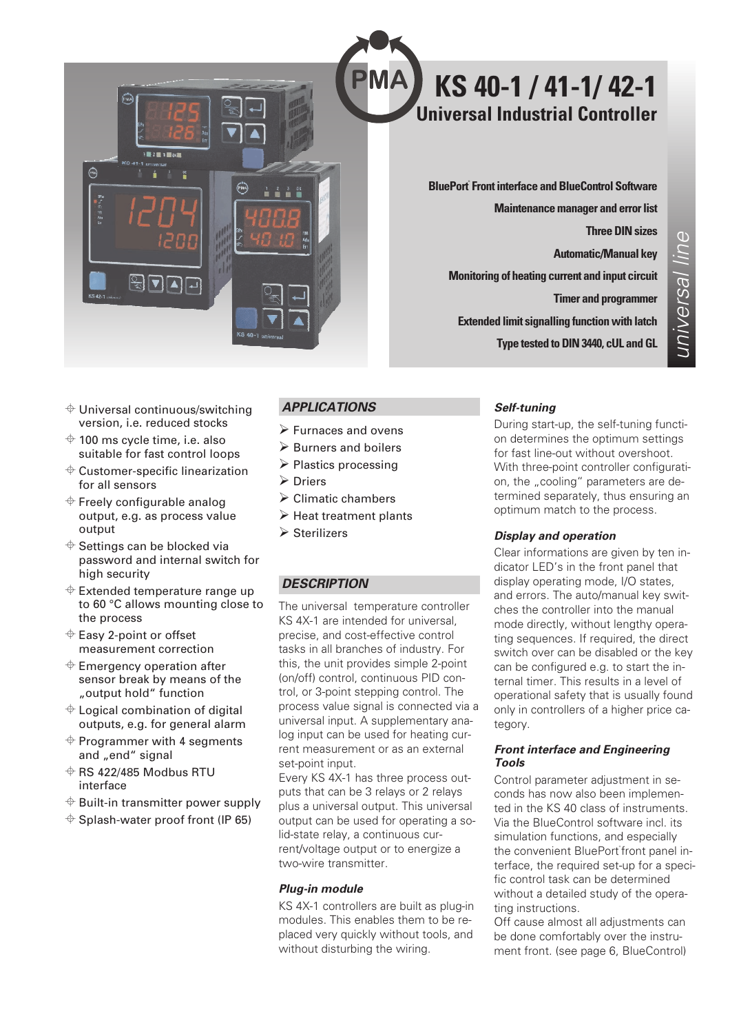# KS 40-1 / 41-1/ 42-1

## Universal Industrial Controller

**BluePort® Front interface and BlueControl Software**

**Maintenance manager and error list**

**Three DIN sizes**

**Automatic/Manual key**

**Monitoring of heating current and input circuit**

**Timer and programmer**

**Extended limit signalling function with latch**

**Type tested to DIN 3440, cUL and GL**

*universal line*

- Universal continuous/switching version, i.e. reduced stocks
- 100 ms cycle time, i.e. also suitable for fast control loops
- Customer-specific linearization for all sensors
- Freely configurable analog output, e.g. as process value output
- Settings can be blocked via password and internal switch for high security
- Extended temperature range up to 60 °C allows mounting close to the process
- Easy 2-point or offset measurement correction
- Emergency operation after sensor break by means of the „output hold" function
- Logical combination of digital outputs, e.g. for general alarm
- Programmer with 4 segments and „end" signal
- RS 422/485 Modbus RTU interface
- Built-in transmitter power supply
- Splash-water proof front (IP 65)

## APPLICATIONS

- Furnaces and ovens
- Burners and boilers
- Plastics processing
- Driers
- Climatic chambers
- Heat treatment plants
- Sterilizers

## DESCRIPTION

The universal temperature controller KS 4X-1 are intended for universal, precise, and cost-effective control tasks in all branches of industry. For this, the unit provides simple 2-point (on/off) control, continuous PID control, or 3-point stepping control. The process value signal is connected via a universal input. A supplementary analog input can be used for heating current measurement or as an external set-point input.

Every KS 4X-1 has three process outputs that can be 3 relays or 2 relays plus a universal output. This universal output can be used for operating a solid-state relay, a continuous current/voltage output or to energize a two-wire transmitter.

### *Plug-in module*

KS 4X-1 controllers are built as plug-in modules. This enables them to be replaced very quickly without tools, and without disturbing the wiring.

### *Self-tuning*

During start-up, the self-tuning function determines the optimum settings for fast line-out without overshoot. With three-point controller configuration, the „cooling" parameters are determined separately, thus ensuring an optimum match to the process.

### *Display and operation*

Clear informations are given by ten indicator LED's in the front panel that display operating mode, I/O states, and errors. The auto/manual key switches the controller into the manual mode directly, without lengthy operating sequences. If required, the direct switch over can be disabled or the key can be configured e.g. to start the internal timer. This results in a level of operational safety that is usually found only in controllers of a higher price category.

### *Front interface and Engineering Tools*

Control parameter adjustment in seconds has now also been implemented in the KS 40 class of instruments. Via the BlueControl software incl. its simulation functions, and especially the convenient BluePort® front panel interface, the required set-up for a specific control task can be determined without a detailed study of the operating instructions.

Off cause almost all adjustments can be done comfortably over the instrument front. (see page 6, BlueControl)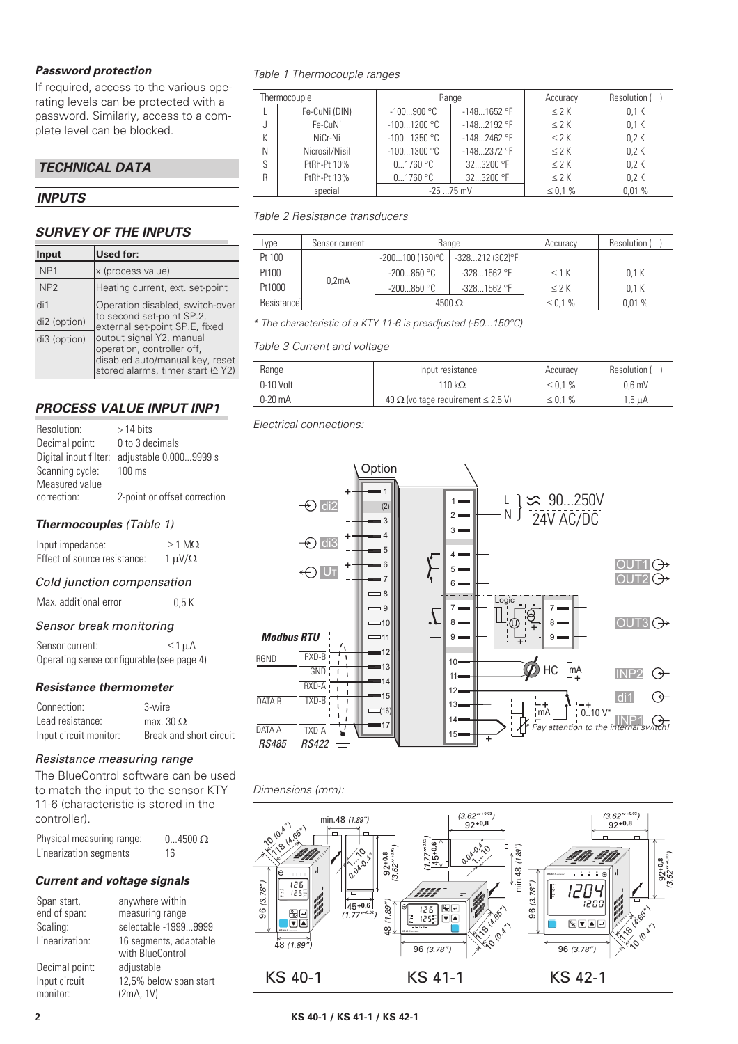### *Password protection*

If required, access to the various operating levels can be protected with a password. Similarly, access to a complete level can be blocked.

## *TECHNICAL DATA*

## *INPUTS*

### *SURVEY OF THE INPUTS*

| Input | Used for: |
|---|---|
| INP1 | x (process value) |
| INP2 | Heating current, ext. set-point |
| di1 | Operation disabled, switch-over to second set-point SP.2, external set-point SP.E, fixed output signal Y2, manual operation, controller off, disabled auto/manual key, reset stored alarms, timer start (≙ Y2) |
| di2 (option) | |
| di3 (option) | |

### *PROCESS VALUE INPUT INP1*

| | |
|---|---|
| Resolution: | > 14 bits |
| Decimal point: | 0 to 3 decimals |
| Digital input filter: | adjustable 0,000...9999 s |
| Scanning cycle: | 100 ms |
| Measured value correction: | 2-point or offset correction |

#### *Thermocouples (Table 1)*

| | |
|---|---|
| Input impedance: | ≥ 1 MΩ |
| Effect of source resistance: | 1 μV/Ω |

#### *Cold junction compensation*

| | |
|---|---|
| Max. additional error | 0,5 K |

#### *Sensor break monitoring*

Sensor current: ≤ 1 μA

Operating sense configurable (see page 4)

#### *Resistance thermometer*

| | |
|---|---|
| Connection: | 3-wire |
| Lead resistance: | max. 30 Ω |
| Input circuit monitor: | Break and short circuit |

#### *Resistance measuring range*

The BlueControl software can be used to match the input to the sensor KTY 11-6 (characteristic is stored in the controller).

| | |
|---|---|
| Physical measuring range: | 0...4500 Ω |
| Linearization segments | 16 |

#### *Current and voltage signals*

| | |
|---|---|
| Span start, end of span: | anywhere within measuring range |
| Scaling: | selectable -1999...9999 |
| Linearization: | 16 segments, adaptable with BlueControl |
| Decimal point: | adjustable |
| Input circuit monitor: | 12,5% below span start (2mA, 1V) |

*Table 1 Thermocouple ranges*

| Thermocouple | | Range | | Accuracy | Resolution ( ) |
|---|---|---|---|---|---|
| L | Fe-CuNi (DIN) | -100...900 °C | -148...1652 °F | ≤ 2 K | 0,1 K |
| J | Fe-CuNi | -100...1200 °C | -148...2192 °F | ≤ 2 K | 0,1 K |
| K | NiCr-Ni | -100...1350 °C | -148...2462 °F | ≤ 2 K | 0,2 K |
| N | Nicrosil/Nisil | -100...1300 °C | -148...2372 °F | ≤ 2 K | 0,2 K |
| S | PtRh-Pt 10% | 0...1760 °C | 32...3200 °F | ≤ 2 K | 0,2 K |
| R | PtRh-Pt 13% | 0...1760 °C | 32...3200 °F | ≤ 2 K | 0,2 K |
| | special | -25 ...75 mV | | ≤ 0,1 % | 0,01 % |

*Table 2 Resistance transducers*

| Type | Sensor current | Range | | Accuracy | Resolution ( ) |
|---|---|---|---|---|---|
| Pt 100 | 0,2mA | -200...100 (150)°C | -328...212 (302)°F | ≤ 1 K | 0,1 K |
| Pt100 | | -200...850 °C | -328...1562 °F | | |
| Pt1000 | | -200...850 °C | -328...1562 °F | ≤ 2 K | 0,1 K |
| Resistance | | 4500 Ω | | ≤ 0,1 % | 0,01 % |

*\* The characteristic of a KTY 11-6 is preadjusted (-50...150°C)*

*Table 3 Current and voltage*

| Range | Input resistance | Accuracy | Resolution ( ) |
|---|---|---|---|
| 0-10 Volt | 110 kΩ | ≤ 0,1 % | 0,6 mV |
| 0-20 mA | 49 Ω (voltage requirement ≤ 2,5 V) | ≤ 0,1 % | 1,5 μA |

*Electrical connections:*

*Dimensions (mm):*

KS 40-1 KS 41-1 KS 42-1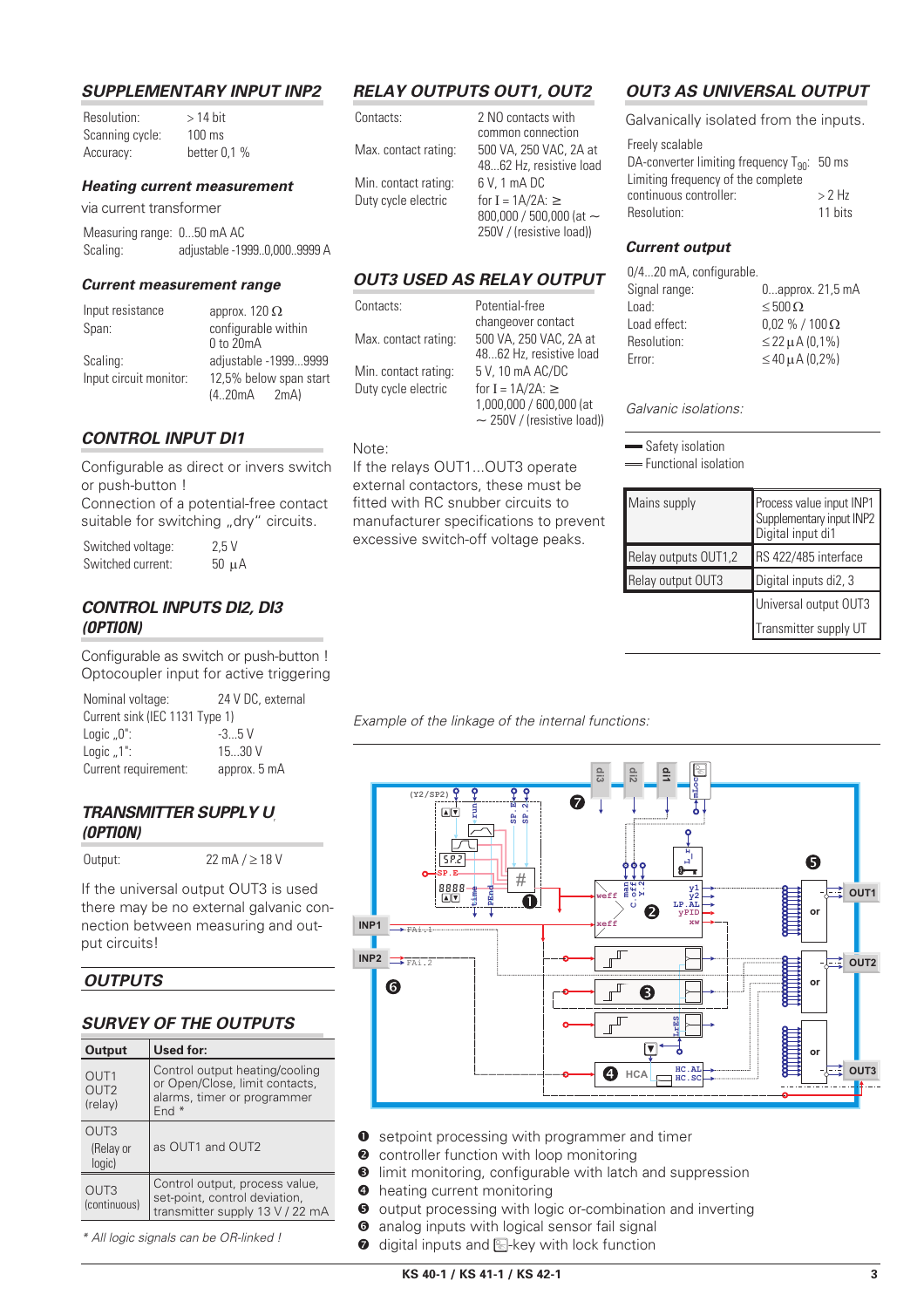## SUPPLEMENTARY INPUT INP2

| | |
|---|---|
| Resolution: | > 14 bit |
| Scanning cycle: | 100 ms |
| Accuracy: | better 0,1 % |

### Heating current measurement

via current transformer

| | |
|---|---|
| Measuring range: | 0...50 mA AC |
| Scaling: | adjustable -1999..0,000..9999 A |

### Current measurement range

| | |
|---|---|
| Input resistance | approx. 120 Ω |
| Span: | configurable within 0 to 20mA |
| Scaling: | adjustable -1999...9999 |
| Input circuit monitor: | 12,5% below span start (4..20mA 2mA) |

## CONTROL INPUT DI1

Configurable as direct or invers switch or push-button !
Connection of a potential-free contact suitable for switching „dry" circuits.

| | |
|---|---|
| Switched voltage: | 2,5 V |
| Switched current: | 50 µA |

## CONTROL INPUTS DI2, DI3 (OPTION)

Configurable as switch or push-button !
Optocoupler input for active triggering

| | |
|---|---|
| Nominal voltage: | 24 V DC, external |
| Current sink (IEC 1131 Type 1) | |
| Logic „0": | -3...5 V |
| Logic „1": | 15...30 V |
| Current requirement: | approx. 5 mA |

## TRANSMITTER SUPPLY $U_T$ (OPTION)

| | |
|---|---|
| Output: | 22 mA / ≥ 18 V |

If the universal output OUT3 is used there may be no external galvanic connection between measuring and output circuits!

## OUTPUTS

## SURVEY OF THE OUTPUTS

| Output | Used for: |
|---|---|
| OUT1 OUT2 (relay) | Control output heating/cooling or Open/Close, limit contacts, alarms, timer or programmer End * |
| OUT3 (Relay or logic) | as OUT1 and OUT2 |
| OUT3 (continuous) | Control output, process value, set-point, control deviation, transmitter supply 13 V / 22 mA |

*\* All logic signals can be OR-linked !*

## RELAY OUTPUTS OUT1, OUT2

| | |
|---|---|
| Contacts: | 2 NO contacts with common connection |
| Max. contact rating: | 500 VA, 250 VAC, 2A at 48...62 Hz, resistive load |
| Min. contact rating: | 6 V, 1 mA DC |
| Duty cycle electric | for I = 1A/2A: ≥ 800,000 / 500,000 (at ~ 250V / (resistive load)) |

## OUT3 USED AS RELAY OUTPUT

| | |
|---|---|
| Contacts: | Potential-free changeover contact |
| Max. contact rating: | 500 VA, 250 VAC, 2A at 48...62 Hz, resistive load |
| Min. contact rating: | 5 V, 10 mA AC/DC |
| Duty cycle electric | for I = 1A/2A: ≥ 1,000,000 / 600,000 (at ~ 250V / (resistive load)) |

Note:
If the relays OUT1...OUT3 operate external contactors, these must be fitted with RC snubber circuits to manufacturer specifications to prevent excessive switch-off voltage peaks.

## OUT3 AS UNIVERSAL OUTPUT

Galvanically isolated from the inputs.

| | |
|---|---|
| Freely scalable | |
| DA-converter limiting frequency $T_{90}$: | 50 ms |
| Limiting frequency of the complete continuous controller: | > 2 Hz |
| Resolution: | 11 bits |

### Current output

0/4...20 mA, configurable.

| | |
|---|---|
| Signal range: | 0...approx. 21,5 mA |
| Load: | ≤ 500 Ω |
| Load effect: | 0,02 % / 100 Ω |
| Resolution: | ≤ 22 µA (0,1%) |
| Error: | ≤ 40 µA (0,2%) |

*Galvanic isolations:*

▬ Safety isolation
═ Functional isolation

| | |
|---|---|
| Mains supply | Process value input INP1, Supplementary input INP2, Digital input di1 |
| Relay outputs OUT1,2 | RS 422/485 interface |
| Relay output OUT3 | Digital inputs di2, 3 |
| | Universal output OUT3 |
| | Transmitter supply UT |

*Example of the linkage of the internal functions:*

1. setpoint processing with programmer and timer
2. controller function with loop monitoring
3. limit monitoring, configurable with latch and suppression
4. heating current monitoring
5. output processing with logic or-combination and inverting
6. analog inputs with logical sensor fail signal
7. digital inputs and ⊡-key with lock function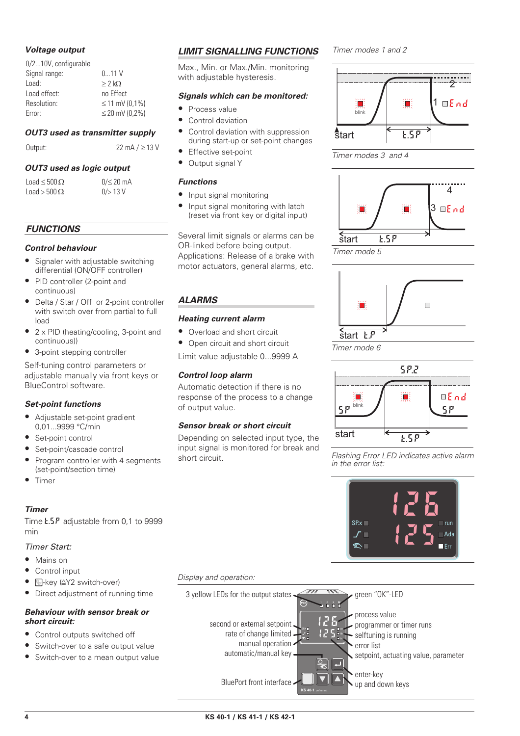### *Voltage output*

0/2...10V, configurable

| | |
|---|---|
| Signal range: | 0...11 V |
| Load: | ≥ 2 kΩ |
| Load effect: | no Effect |
| Resolution: | ≤ 11 mV (0,1%) |
| Error: | ≤ 20 mV (0,2%) |

### *OUT3 used as transmitter supply*

| | |
|---|---|
| Output: | 22 mA / ≥ 13 V |

### *OUT3 used as logic output*

| | |
|---|---|
| Load ≤ 500 Ω | 0/≤ 20 mA |
| Load > 500 Ω | 0/> 13 V |

## *FUNCTIONS*

### *Control behaviour*

- Signaler with adjustable switching differential (ON/OFF controller)
- PID controller (2-point and continuous)
- Delta / Star / Off or 2-point controller with switch over from partial to full load
- 2 x PID (heating/cooling, 3-point and continuous))
- 3-point stepping controller

Self-tuning control parameters or adjustable manually via front keys or BlueControl software.

### *Set-point functions*

- Adjustable set-point gradient 0,01...9999 °C/min
- Set-point control
- Set-point/cascade control
- Program controller with 4 segments (set-point/section time)
- Timer

### *Timer*

Time t.SP adjustable from 0,1 to 9999 min

*Timer Start:*

- Mains on
- Control input
- -key (≙Y2 switch-over)
- Direct adjustment of running time

### *Behaviour with sensor break or short circuit:*

- Control outputs switched off
- Switch-over to a safe output value
- Switch-over to a mean output value

## *LIMIT SIGNALLING FUNCTIONS*

Max., Min. or Max./Min. monitoring with adjustable hysteresis.

### *Signals which can be monitored:*

- Process value
- Control deviation
- Control deviation with suppression during start-up or set-point changes
- Effective set-point
- Output signal Y

### *Functions*

- Input signal monitoring
- Input signal monitoring with latch (reset via front key or digital input)

Several limit signals or alarms can be OR-linked before being output. Applications: Release of a brake with motor actuators, general alarms, etc.

## *ALARMS*

### *Heating current alarm*

- Overload and short circuit
- Open circuit and short circuit

Limit value adjustable 0...9999 A

### *Control loop alarm*

Automatic detection if there is no response of the process to a change of output value.

### *Sensor break or short circuit*

Depending on selected input type, the input signal is monitored for break and short circuit.

*Timer modes 1 and 2*

blink, start, t.SP, 1, 2, End

*Timer modes 3 and 4*

start, t.SP, 3, 4, End

*Timer mode 5*

start, t.P

*Timer mode 6*

SP.2, SP, blink, End, SP, start, t.SP

*Flashing Error LED indicates active alarm in the error list:*

126, 125, SP.x, run, Ada, Err

*Display and operation:*

- 3 yellow LEDs for the output states
- second or external setpoint
- rate of change limited
- manual operation
- automatic/manual key
- BluePort front interface
- green "OK"-LED
- process value
- programmer or timer runs
- selftuning is running
- error list
- setpoint, actuating value, parameter
- enter-key
- up and down keys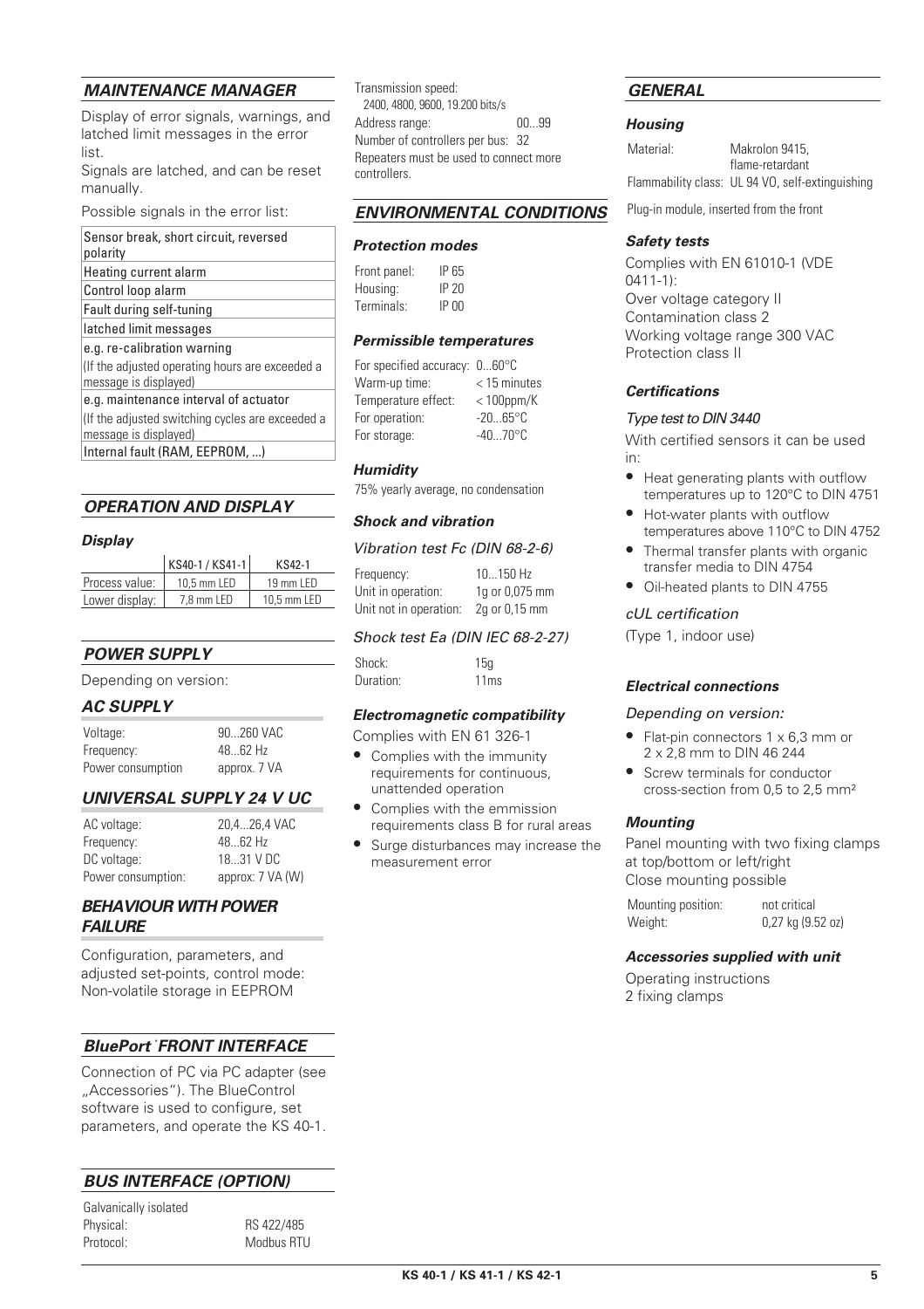## *MAINTENANCE MANAGER*

Display of error signals, warnings, and latched limit messages in the error list.

Signals are latched, and can be reset manually.

Possible signals in the error list:

| Sensor break, short circuit, reversed polarity |
|---|
| Heating current alarm |
| Control loop alarm |
| Fault during self-tuning |
| latched limit messages |
| e.g. re-calibration warning (If the adjusted operating hours are exceeded a message is displayed) |
| e.g. maintenance interval of actuator (If the adjusted switching cycles are exceeded a message is displayed) |
| Internal fault (RAM, EEPROM, ...) |

## *OPERATION AND DISPLAY*

### *Display*

| | KS40-1 / KS41-1 | KS42-1 |
|---|---|---|
| Process value: | 10,5 mm LED | 19 mm LED |
| Lower display: | 7,8 mm LED | 10,5 mm LED |

## *POWER SUPPLY*

Depending on version:

## *AC SUPPLY*

| | |
|---|---|
| Voltage: | 90...260 VAC |
| Frequency: | 48...62 Hz |
| Power consumption | approx. 7 VA |

## *UNIVERSAL SUPPLY 24 V UC*

| | |
|---|---|
| AC voltage: | 20,4...26,4 VAC |
| Frequency: | 48...62 Hz |
| DC voltage: | 18...31 V DC |
| Power consumption: | approx: 7 VA (W) |

## *BEHAVIOUR WITH POWER FAILURE*

Configuration, parameters, and adjusted set-points, control mode: Non-volatile storage in EEPROM

## *BluePort® FRONT INTERFACE*

Connection of PC via PC adapter (see „Accessories"). The BlueControl software is used to configure, set parameters, and operate the KS 40-1.

## *BUS INTERFACE (OPTION)*

Galvanically isolated

| | |
|---|---|
| Physical: | RS 422/485 |
| Protocol: | Modbus RTU |

Transmission speed:
2400, 4800, 9600, 19.200 bits/s

| | |
|---|---|
| Address range: | 00...99 |
| Number of controllers per bus: | 32 |

Repeaters must be used to connect more controllers.

## *ENVIRONMENTAL CONDITIONS*

### *Protection modes*

| | |
|---|---|
| Front panel: | IP 65 |
| Housing: | IP 20 |
| Terminals: | IP 00 |

### *Permissible temperatures*

| | |
|---|---|
| For specified accuracy: | 0...60°C |
| Warm-up time: | < 15 minutes |
| Temperature effect: | < 100ppm/K |
| For operation: | -20...65°C |
| For storage: | -40...70°C |

### *Humidity*

75% yearly average, no condensation

### *Shock and vibration*

*Vibration test Fc (DIN 68-2-6)*

| | |
|---|---|
| Frequency: | 10...150 Hz |
| Unit in operation: | 1g or 0,075 mm |
| Unit not in operation: | 2g or 0,15 mm |

*Shock test Ea (DIN IEC 68-2-27)*

| | |
|---|---|
| Shock: | 15g |
| Duration: | 11ms |

### *Electromagnetic compatibility*

Complies with EN 61 326-1

- Complies with the immunity requirements for continuous, unattended operation
- Complies with the emmission requirements class B for rural areas
- Surge disturbances may increase the measurement error

## *GENERAL*

### *Housing*

| | |
|---|---|
| Material: | Makrolon 9415, flame-retardant |
| Flammability class: | UL 94 VO, self-extinguishing |

Plug-in module, inserted from the front

### *Safety tests*

Complies with EN 61010-1 (VDE 0411-1):
Over voltage category II
Contamination class 2
Working voltage range 300 VAC
Protection class II

### *Certifications*

*Type test to DIN 3440*

With certified sensors it can be used in:

- Heat generating plants with outflow temperatures up to 120°C to DIN 4751
- Hot-water plants with outflow temperatures above 110°C to DIN 4752
- Thermal transfer plants with organic transfer media to DIN 4754
- Oil-heated plants to DIN 4755

*cUL certification*

(Type 1, indoor use)

### *Electrical connections*

*Depending on version:*

- Flat-pin connectors 1 x 6,3 mm or 2 x 2,8 mm to DIN 46 244
- Screw terminals for conductor cross-section from 0,5 to 2,5 mm²

### *Mounting*

Panel mounting with two fixing clamps at top/bottom or left/right
Close mounting possible

| | |
|---|---|
| Mounting position: | not critical |
| Weight: | 0,27 kg (9.52 oz) |

### *Accessories supplied with unit*

Operating instructions
2 fixing clamps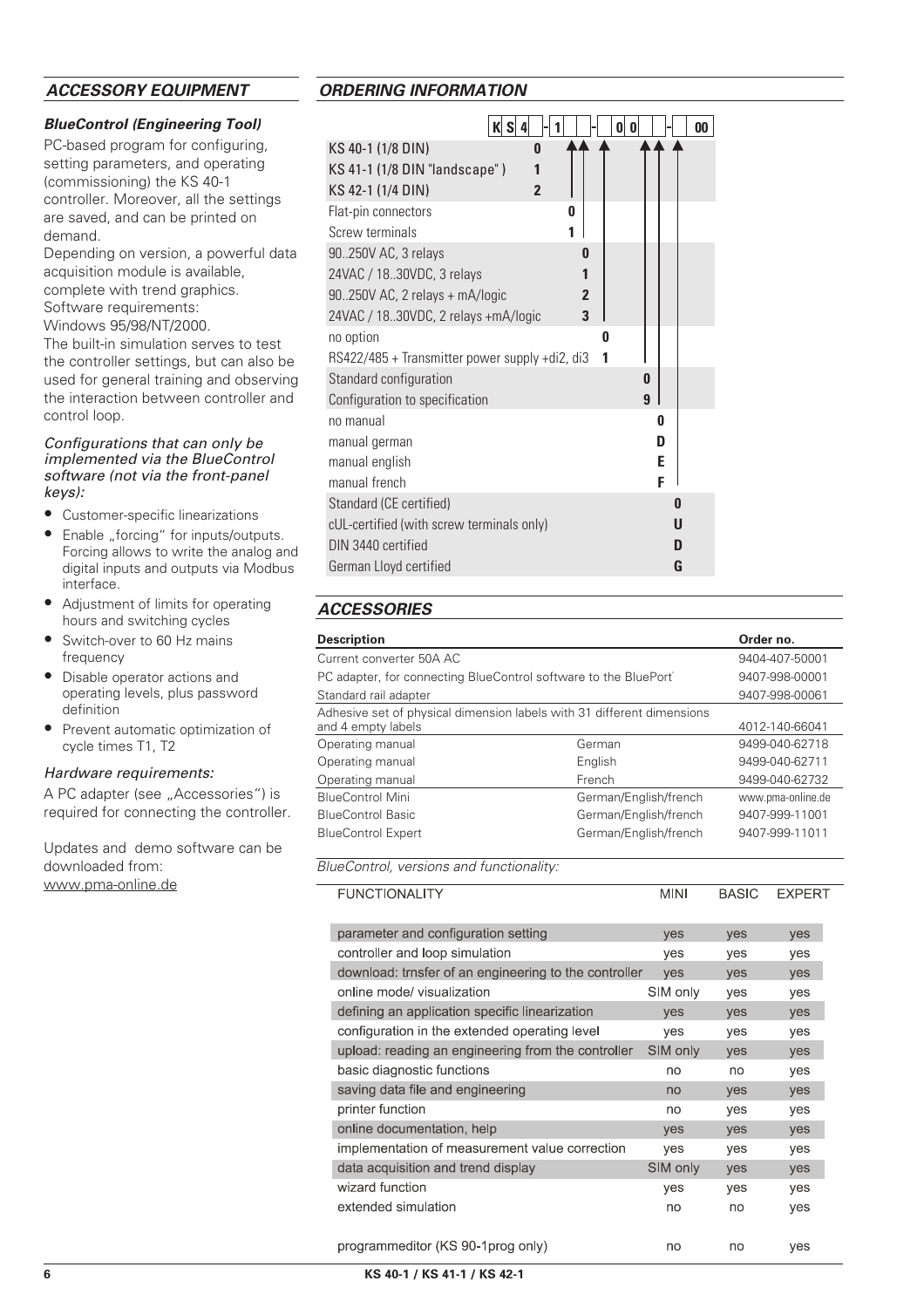## ACCESSORY EQUIPMENT

### *BlueControl (Engineering Tool)*

PC-based program for configuring, setting parameters, and operating (commissioning) the KS 40-1 controller. Moreover, all the settings are saved, and can be printed on demand.

Depending on version, a powerful data acquisition module is available, complete with trend graphics.

Software requirements:
Windows 95/98/NT/2000.

The built-in simulation serves to test the controller settings, but can also be used for general training and observing the interaction between controller and control loop.

*Configurations that can only be implemented via the BlueControl software (not via the front-panel keys):*

- Customer-specific linearizations
- Enable „forcing" for inputs/outputs. Forcing allows to write the analog and digital inputs and outputs via Modbus interface.
- Adjustment of limits for operating hours and switching cycles
- Switch-over to 60 Hz mains frequency
- Disable operator actions and operating levels, plus password definition
- Prevent automatic optimization of cycle times T1, T2

*Hardware requirements:*

A PC adapter (see „Accessories") is required for connecting the controller.

Updates and demo software can be downloaded from:
www.pma-online.de

## ORDERING INFORMATION

K S 4 _ - 1 _ _ - 0 0 _ _ - _ 00

| Description | Code |
|---|---|
| KS 40-1 (1/8 DIN) | 0 |
| KS 41-1 (1/8 DIN "landscape" ) | 1 |
| KS 42-1 (1/4 DIN) | 2 |
| Flat-pin connectors | 0 |
| Screw terminals | 1 |
| 90..250V AC, 3 relays | 0 |
| 24VAC / 18..30VDC, 3 relays | 1 |
| 90..250V AC, 2 relays + mA/logic | 2 |
| 24VAC / 18..30VDC, 2 relays +mA/logic | 3 |
| no option | 0 |
| RS422/485 + Transmitter power supply +di2, di3 | 1 |
| Standard configuration | 0 |
| Configuration to specification | 9 |
| no manual | 0 |
| manual german | D |
| manual english | E |
| manual french | F |
| Standard (CE certified) | 0 |
| cUL-certified (with screw terminals only) | U |
| DIN 3440 certified | D |
| German Lloyd certified | G |

## ACCESSORIES

| Description | | Order no. |
|---|---|---|
| Current converter 50A AC | | 9404-407-50001 |
| PC adapter, for connecting BlueControl software to the BluePort | | 9407-998-00001 |
| Standard rail adapter | | 9407-998-00061 |
| Adhesive set of physical dimension labels with 31 different dimensions and 4 empty labels | | 4012-140-66041 |
| Operating manual | German | 9499-040-62718 |
| Operating manual | English | 9499-040-62711 |
| Operating manual | French | 9499-040-62732 |
| BlueControl Mini | German/English/french | www.pma-online.de |
| BlueControl Basic | German/English/french | 9407-999-11001 |
| BlueControl Expert | German/English/french | 9407-999-11011 |

*BlueControl, versions and functionality:*

| FUNCTIONALITY | MINI | BASIC | EXPERT |
|---|---|---|---|
| parameter and configuration setting | yes | yes | yes |
| controller and loop simulation | yes | yes | yes |
| download: trnsfer of an engineering to the controller | yes | yes | yes |
| online mode/ visualization | SIM only | yes | yes |
| defining an application specific linearization | yes | yes | yes |
| configuration in the extended operating level | yes | yes | yes |
| upload: reading an engineering from the controller | SIM only | yes | yes |
| basic diagnostic functions | no | no | yes |
| saving data file and engineering | no | yes | yes |
| printer function | no | yes | yes |
| online documentation, help | yes | yes | yes |
| implementation of measurement value correction | yes | yes | yes |
| data acquisition and trend display | SIM only | yes | yes |
| wizard function | yes | yes | yes |
| extended simulation | no | no | yes |
| programmeditor (KS 90-1prog only) | no | no | yes |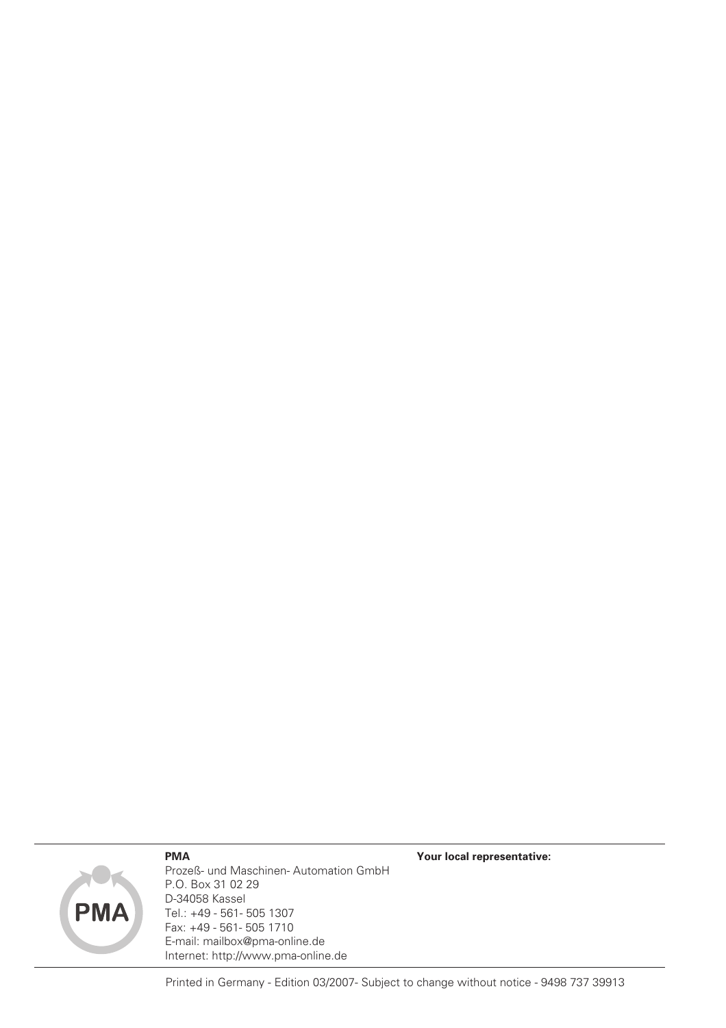**PMA**
Prozeß- und Maschinen- Automation GmbH
P.O. Box 31 02 29
D-34058 Kassel
Tel.: +49 - 561- 505 1307
Fax: +49 - 561- 505 1710
E-mail: mailbox@pma-online.de
Internet: http://www.pma-online.de

**Your local representative:**

Printed in Germany - Edition 03/2007- Subject to change without notice - 9498 737 39913